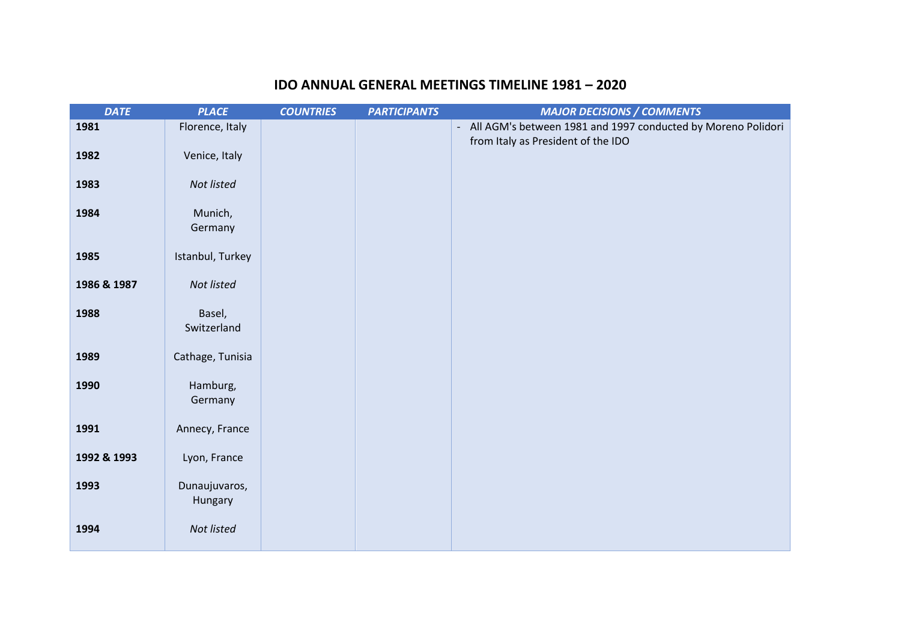# IDO ANNUAL GENERAL MEETINGS TIMELINE 1981 – 2020

| *DATE* | *PLACE* | *COUNTRIES* | *PARTICIPANTS* | *MAJOR DECISIONS / COMMENTS* |
|---|---|---|---|---|
| **1981** | Florence, Italy | | | - All AGM's between 1981 and 1997 conducted by Moreno Polidori from Italy as President of the IDO |
| **1982** | Venice, Italy | | | |
| **1983** | *Not listed* | | | |
| **1984** | Munich, Germany | | | |
| **1985** | Istanbul, Turkey | | | |
| **1986 & 1987** | *Not listed* | | | |
| **1988** | Basel, Switzerland | | | |
| **1989** | Cathage, Tunisia | | | |
| **1990** | Hamburg, Germany | | | |
| **1991** | Annecy, France | | | |
| **1992 & 1993** | Lyon, France | | | |
| **1993** | Dunaujuvaros, Hungary | | | |
| **1994** | *Not listed* | | | |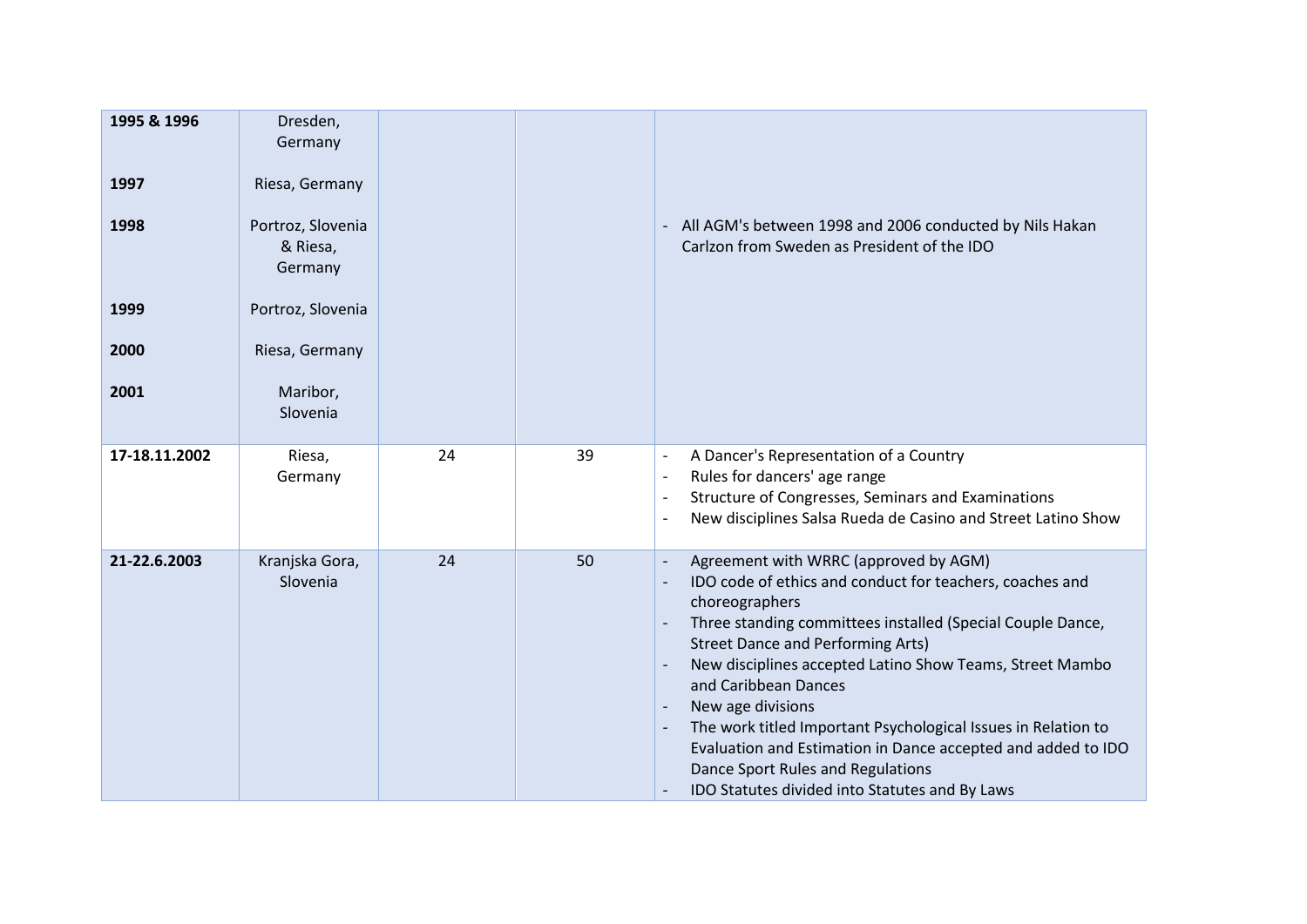| | | | | |
|---|---|---|---|---|
| **1995 & 1996**<br><br>**1997**<br><br>**1998**<br><br><br>**1999**<br><br>**2000**<br><br>**2001** | Dresden, Germany<br><br>Riesa, Germany<br><br>Portroz, Slovenia & Riesa, Germany<br><br>Portroz, Slovenia<br><br>Riesa, Germany<br><br>Maribor, Slovenia | | | - All AGM's between 1998 and 2006 conducted by Nils Hakan Carlzon from Sweden as President of the IDO |
| **17-18.11.2002** | Riesa, Germany | 24 | 39 | - A Dancer's Representation of a Country<br>- Rules for dancers' age range<br>- Structure of Congresses, Seminars and Examinations<br>- New disciplines Salsa Rueda de Casino and Street Latino Show |
| **21-22.6.2003** | Kranjska Gora, Slovenia | 24 | 50 | - Agreement with WRRC (approved by AGM)<br>- IDO code of ethics and conduct for teachers, coaches and choreographers<br>- Three standing committees installed (Special Couple Dance, Street Dance and Performing Arts)<br>- New disciplines accepted Latino Show Teams, Street Mambo and Caribbean Dances<br>- New age divisions<br>- The work titled Important Psychological Issues in Relation to Evaluation and Estimation in Dance accepted and added to IDO Dance Sport Rules and Regulations<br>- IDO Statutes divided into Statutes and By Laws |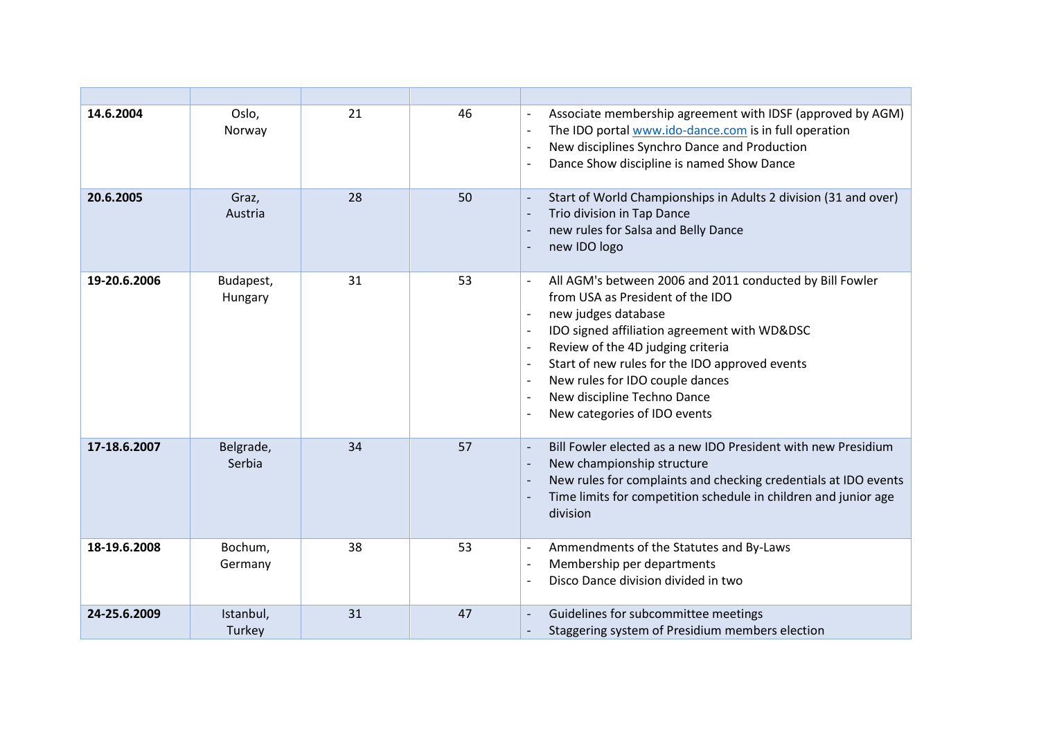| | | | | |
|---|---|---|---|---|
| **14.6.2004** | Oslo, Norway | 21 | 46 | - Associate membership agreement with IDSF (approved by AGM)<br>- The IDO portal www.ido-dance.com is in full operation<br>- New disciplines Synchro Dance and Production<br>- Dance Show discipline is named Show Dance |
| **20.6.2005** | Graz, Austria | 28 | 50 | - Start of World Championships in Adults 2 division (31 and over)<br>- Trio division in Tap Dance<br>- new rules for Salsa and Belly Dance<br>- new IDO logo |
| **19-20.6.2006** | Budapest, Hungary | 31 | 53 | - All AGM's between 2006 and 2011 conducted by Bill Fowler from USA as President of the IDO<br>- new judges database<br>- IDO signed affiliation agreement with WD&DSC<br>- Review of the 4D judging criteria<br>- Start of new rules for the IDO approved events<br>- New rules for IDO couple dances<br>- New discipline Techno Dance<br>- New categories of IDO events |
| **17-18.6.2007** | Belgrade, Serbia | 34 | 57 | - Bill Fowler elected as a new IDO President with new Presidium<br>- New championship structure<br>- New rules for complaints and checking credentials at IDO events<br>- Time limits for competition schedule in children and junior age division |
| **18-19.6.2008** | Bochum, Germany | 38 | 53 | - Ammendments of the Statutes and By-Laws<br>- Membership per departments<br>- Disco Dance division divided in two |
| **24-25.6.2009** | Istanbul, Turkey | 31 | 47 | - Guidelines for subcommittee meetings<br>- Staggering system of Presidium members election |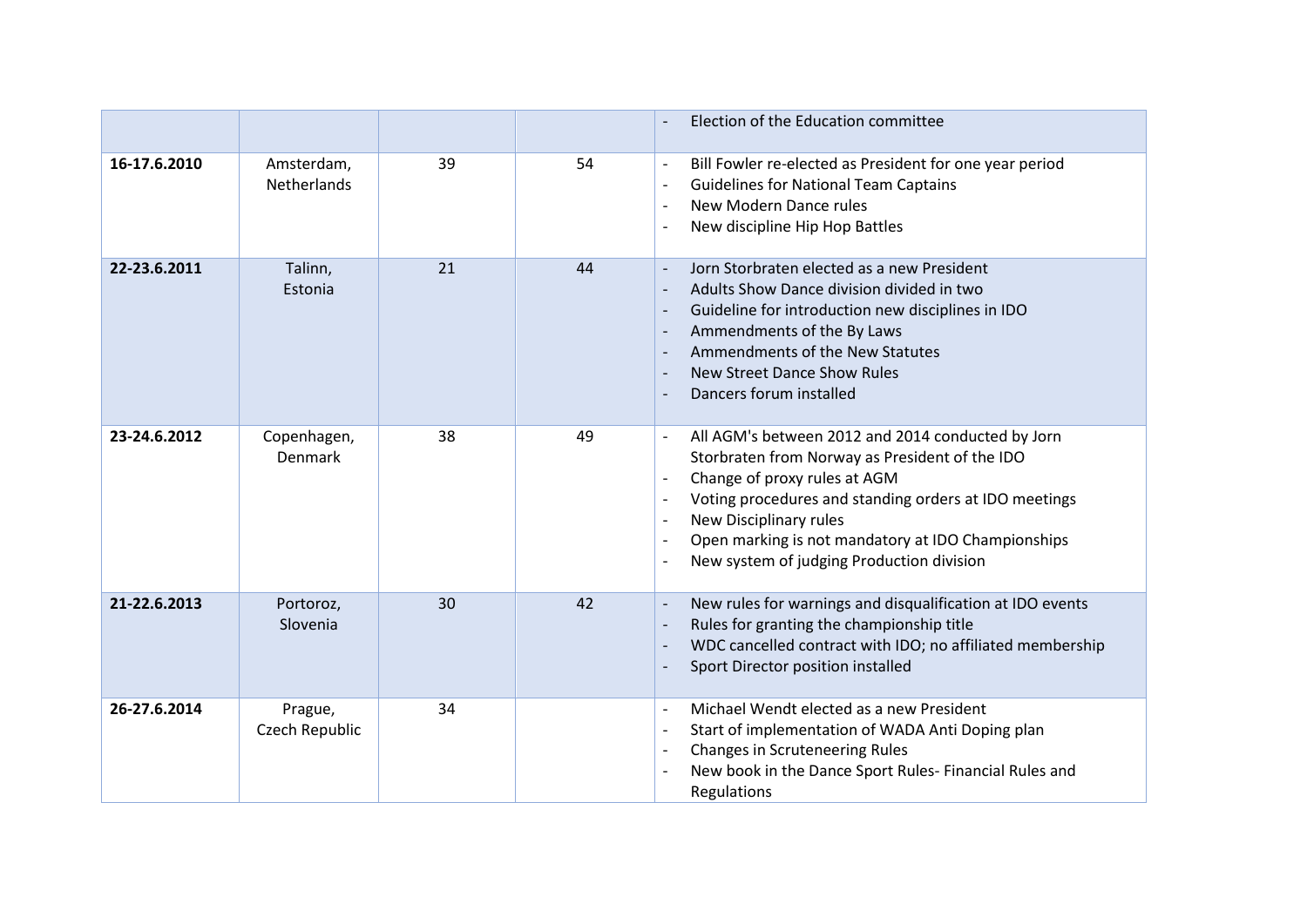| | | | | |
|---|---|---|---|---|
| | | | | - Election of the Education committee |
| **16-17.6.2010** | Amsterdam, Netherlands | 39 | 54 | - Bill Fowler re-elected as President for one year period<br>- Guidelines for National Team Captains<br>- New Modern Dance rules<br>- New discipline Hip Hop Battles |
| **22-23.6.2011** | Talinn, Estonia | 21 | 44 | - Jorn Storbraten elected as a new President<br>- Adults Show Dance division divided in two<br>- Guideline for introduction new disciplines in IDO<br>- Ammendments of the By Laws<br>- Ammendments of the New Statutes<br>- New Street Dance Show Rules<br>- Dancers forum installed |
| **23-24.6.2012** | Copenhagen, Denmark | 38 | 49 | - All AGM's between 2012 and 2014 conducted by Jorn Storbraten from Norway as President of the IDO<br>- Change of proxy rules at AGM<br>- Voting procedures and standing orders at IDO meetings<br>- New Disciplinary rules<br>- Open marking is not mandatory at IDO Championships<br>- New system of judging Production division |
| **21-22.6.2013** | Portoroz, Slovenia | 30 | 42 | - New rules for warnings and disqualification at IDO events<br>- Rules for granting the championship title<br>- WDC cancelled contract with IDO; no affiliated membership<br>- Sport Director position installed |
| **26-27.6.2014** | Prague, Czech Republic | 34 | | - Michael Wendt elected as a new President<br>- Start of implementation of WADA Anti Doping plan<br>- Changes in Scruteneering Rules<br>- New book in the Dance Sport Rules- Financial Rules and Regulations |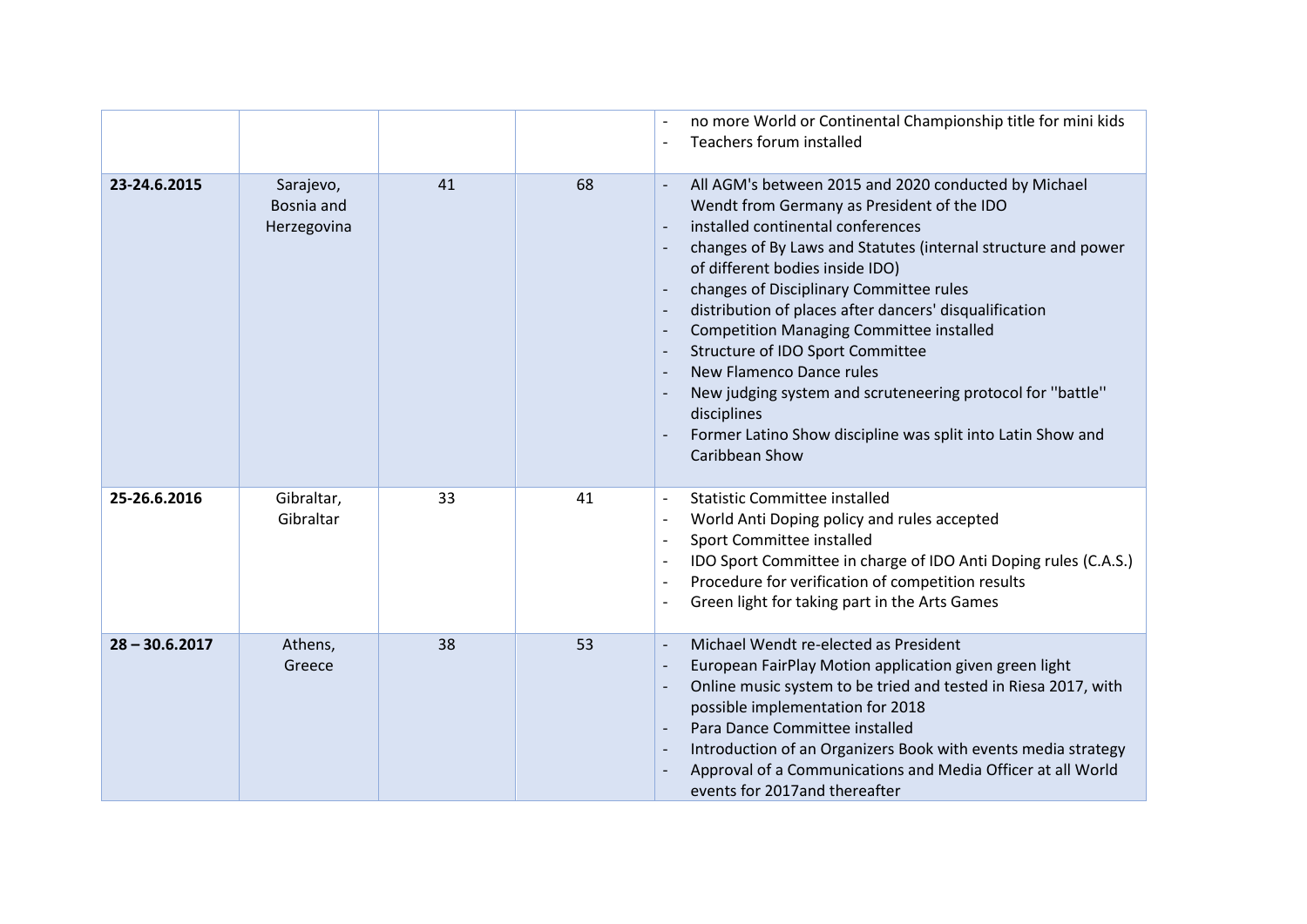| | | | | |
|---|---|---|---|---|
| | | | | - no more World or Continental Championship title for mini kids<br>- Teachers forum installed |
| **23-24.6.2015** | Sarajevo, Bosnia and Herzegovina | 41 | 68 | - All AGM's between 2015 and 2020 conducted by Michael Wendt from Germany as President of the IDO<br>- installed continental conferences<br>- changes of By Laws and Statutes (internal structure and power of different bodies inside IDO)<br>- changes of Disciplinary Committee rules<br>- distribution of places after dancers' disqualification<br>- Competition Managing Committee installed<br>- Structure of IDO Sport Committee<br>- New Flamenco Dance rules<br>- New judging system and scruteneering protocol for ''battle'' disciplines<br>- Former Latino Show discipline was split into Latin Show and Caribbean Show |
| **25-26.6.2016** | Gibraltar, Gibraltar | 33 | 41 | - Statistic Committee installed<br>- World Anti Doping policy and rules accepted<br>- Sport Committee installed<br>- IDO Sport Committee in charge of IDO Anti Doping rules (C.A.S.)<br>- Procedure for verification of competition results<br>- Green light for taking part in the Arts Games |
| **28 – 30.6.2017** | Athens, Greece | 38 | 53 | - Michael Wendt re-elected as President<br>- European FairPlay Motion application given green light<br>- Online music system to be tried and tested in Riesa 2017, with possible implementation for 2018<br>- Para Dance Committee installed<br>- Introduction of an Organizers Book with events media strategy<br>- Approval of a Communications and Media Officer at all World events for 2017and thereafter |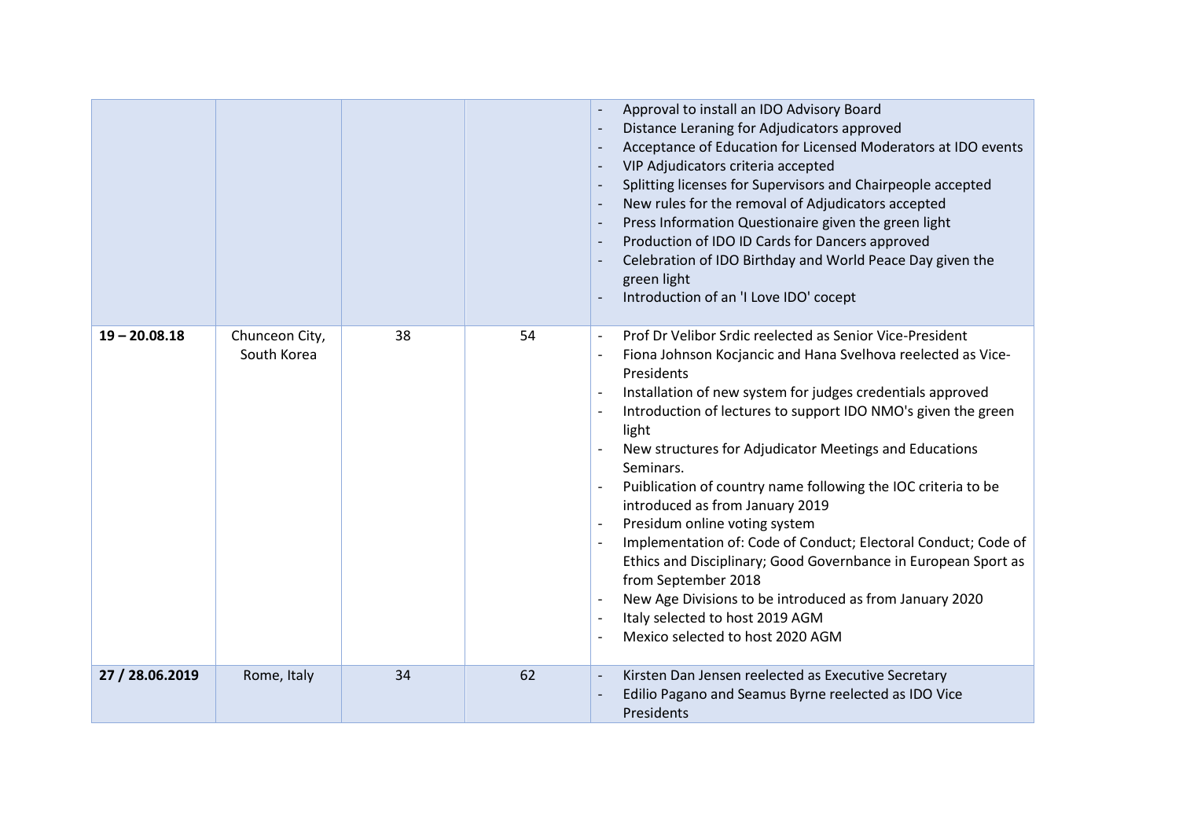| | | | | |
|---|---|---|---|---|
| | | | | - Approval to install an IDO Advisory Board<br>- Distance Leraning for Adjudicators approved<br>- Acceptance of Education for Licensed Moderators at IDO events<br>- VIP Adjudicators criteria accepted<br>- Splitting licenses for Supervisors and Chairpeople accepted<br>- New rules for the removal of Adjudicators accepted<br>- Press Information Questionaire given the green light<br>- Production of IDO ID Cards for Dancers approved<br>- Celebration of IDO Birthday and World Peace Day given the green light<br>- Introduction of an 'I Love IDO' cocept |
| **19 – 20.08.18** | Chunceon City, South Korea | 38 | 54 | - Prof Dr Velibor Srdic reelected as Senior Vice-President<br>- Fiona Johnson Kocjancic and Hana Svelhova reelected as Vice-Presidents<br>- Installation of new system for judges credentials approved<br>- Introduction of lectures to support IDO NMO's given the green light<br>- New structures for Adjudicator Meetings and Educations Seminars.<br>- Puiblication of country name following the IOC criteria to be introduced as from January 2019<br>- Presidum online voting system<br>- Implementation of: Code of Conduct; Electoral Conduct; Code of Ethics and Disciplinary; Good Governbance in European Sport as from September 2018<br>- New Age Divisions to be introduced as from January 2020<br>- Italy selected to host 2019 AGM<br>- Mexico selected to host 2020 AGM |
| **27 / 28.06.2019** | Rome, Italy | 34 | 62 | - Kirsten Dan Jensen reelected as Executive Secretary<br>- Edilio Pagano and Seamus Byrne reelected as IDO Vice Presidents |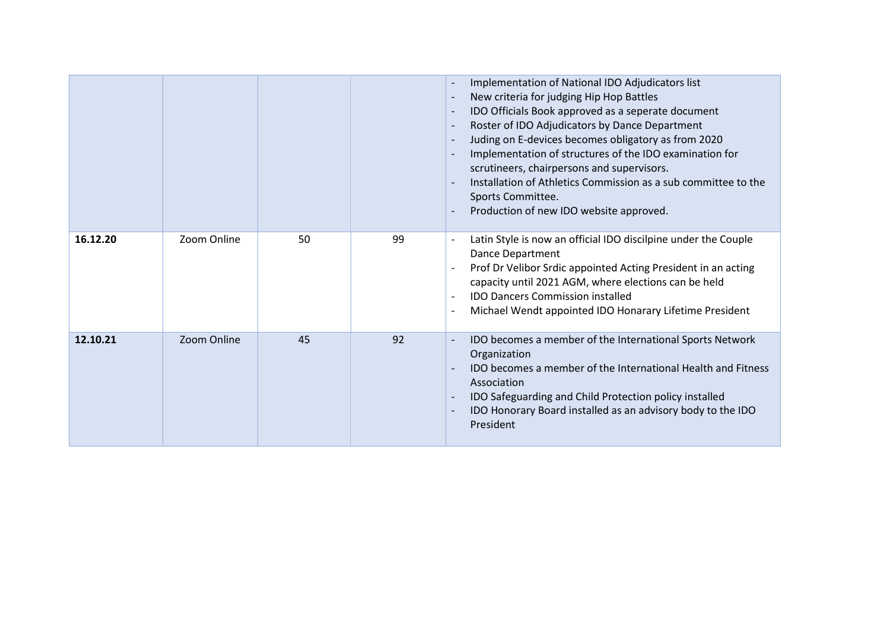| | | | | |
|---|---|---|---|---|
| | | | | - Implementation of National IDO Adjudicators list<br>- New criteria for judging Hip Hop Battles<br>- IDO Officials Book approved as a seperate document<br>- Roster of IDO Adjudicators by Dance Department<br>- Juding on E-devices becomes obligatory as from 2020<br>- Implementation of structures of the IDO examination for scrutineers, chairpersons and supervisors.<br>- Installation of Athletics Commission as a sub committee to the Sports Committee.<br>- Production of new IDO website approved. |
| **16.12.20** | Zoom Online | 50 | 99 | - Latin Style is now an official IDO discilpine under the Couple Dance Department<br>- Prof Dr Velibor Srdic appointed Acting President in an acting capacity until 2021 AGM, where elections can be held<br>- IDO Dancers Commission installed<br>- Michael Wendt appointed IDO Honarary Lifetime President |
| **12.10.21** | Zoom Online | 45 | 92 | - IDO becomes a member of the International Sports Network Organization<br>- IDO becomes a member of the International Health and Fitness Association<br>- IDO Safeguarding and Child Protection policy installed<br>- IDO Honorary Board installed as an advisory body to the IDO President |